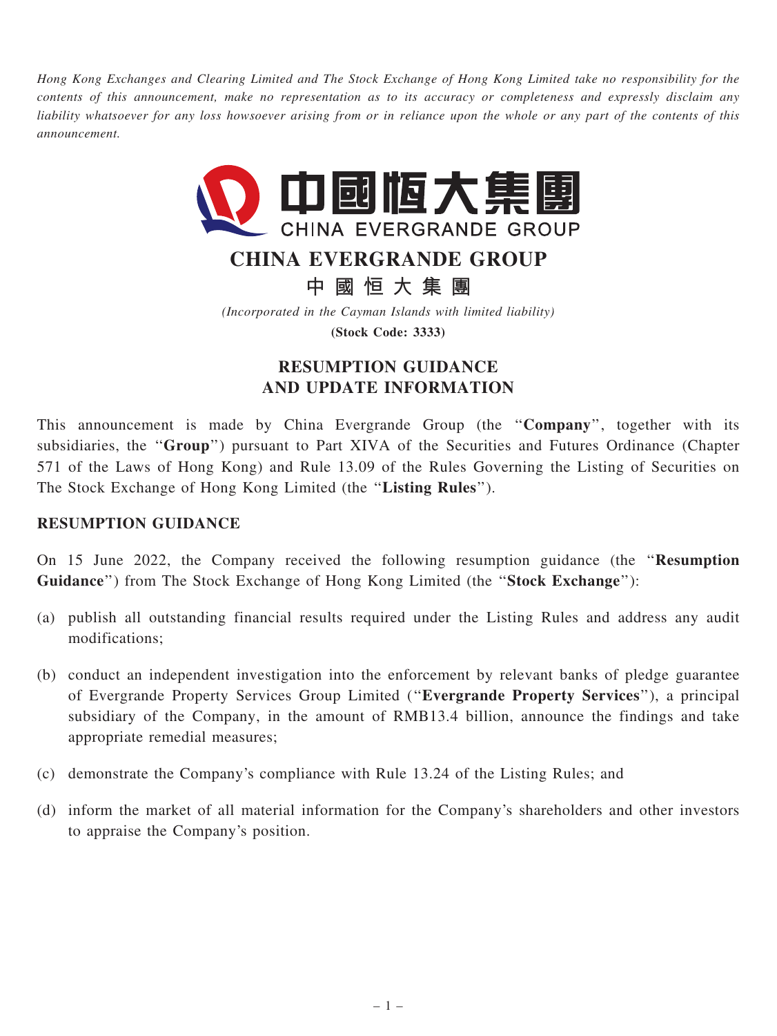*Hong Kong Exchanges and Clearing Limited and The Stock Exchange of Hong Kong Limited take no responsibility for the contents of this announcement, make no representation as to its accuracy or completeness and expressly disclaim any liability whatsoever for any loss howsoever arising from or in reliance upon the whole or any part of the contents of this announcement.*

# CHINA EVERGRANDE GROUP

# 中國恒大集團

*(Incorporated in the Cayman Islands with limited liability)*

**(Stock Code: 3333)**

## RESUMPTION GUIDANCE AND UPDATE INFORMATION

This announcement is made by China Evergrande Group (the "**Company**", together with its subsidiaries, the "**Group**") pursuant to Part XIVA of the Securities and Futures Ordinance (Chapter 571 of the Laws of Hong Kong) and Rule 13.09 of the Rules Governing the Listing of Securities on The Stock Exchange of Hong Kong Limited (the "**Listing Rules**").

### RESUMPTION GUIDANCE

On 15 June 2022, the Company received the following resumption guidance (the "**Resumption Guidance**") from The Stock Exchange of Hong Kong Limited (the "**Stock Exchange**"):

(a) publish all outstanding financial results required under the Listing Rules and address any audit modifications;

(b) conduct an independent investigation into the enforcement by relevant banks of pledge guarantee of Evergrande Property Services Group Limited ("**Evergrande Property Services**"), a principal subsidiary of the Company, in the amount of RMB13.4 billion, announce the findings and take appropriate remedial measures;

(c) demonstrate the Company's compliance with Rule 13.24 of the Listing Rules; and

(d) inform the market of all material information for the Company's shareholders and other investors to appraise the Company's position.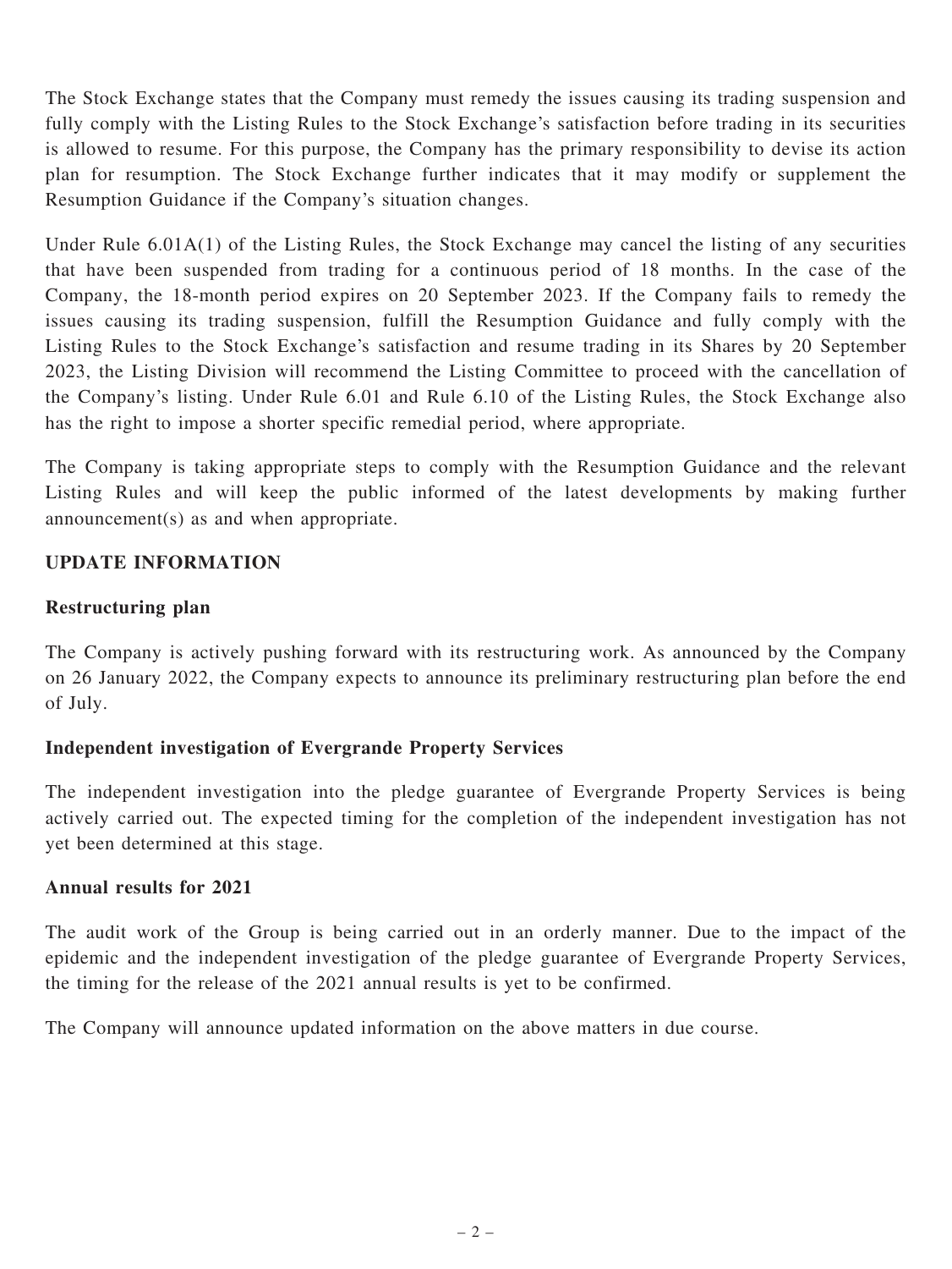The Stock Exchange states that the Company must remedy the issues causing its trading suspension and fully comply with the Listing Rules to the Stock Exchange's satisfaction before trading in its securities is allowed to resume. For this purpose, the Company has the primary responsibility to devise its action plan for resumption. The Stock Exchange further indicates that it may modify or supplement the Resumption Guidance if the Company's situation changes.

Under Rule 6.01A(1) of the Listing Rules, the Stock Exchange may cancel the listing of any securities that have been suspended from trading for a continuous period of 18 months. In the case of the Company, the 18-month period expires on 20 September 2023. If the Company fails to remedy the issues causing its trading suspension, fulfill the Resumption Guidance and fully comply with the Listing Rules to the Stock Exchange's satisfaction and resume trading in its Shares by 20 September 2023, the Listing Division will recommend the Listing Committee to proceed with the cancellation of the Company's listing. Under Rule 6.01 and Rule 6.10 of the Listing Rules, the Stock Exchange also has the right to impose a shorter specific remedial period, where appropriate.

The Company is taking appropriate steps to comply with the Resumption Guidance and the relevant Listing Rules and will keep the public informed of the latest developments by making further announcement(s) as and when appropriate.

## UPDATE INFORMATION

### Restructuring plan

The Company is actively pushing forward with its restructuring work. As announced by the Company on 26 January 2022, the Company expects to announce its preliminary restructuring plan before the end of July.

### Independent investigation of Evergrande Property Services

The independent investigation into the pledge guarantee of Evergrande Property Services is being actively carried out. The expected timing for the completion of the independent investigation has not yet been determined at this stage.

### Annual results for 2021

The audit work of the Group is being carried out in an orderly manner. Due to the impact of the epidemic and the independent investigation of the pledge guarantee of Evergrande Property Services, the timing for the release of the 2021 annual results is yet to be confirmed.

The Company will announce updated information on the above matters in due course.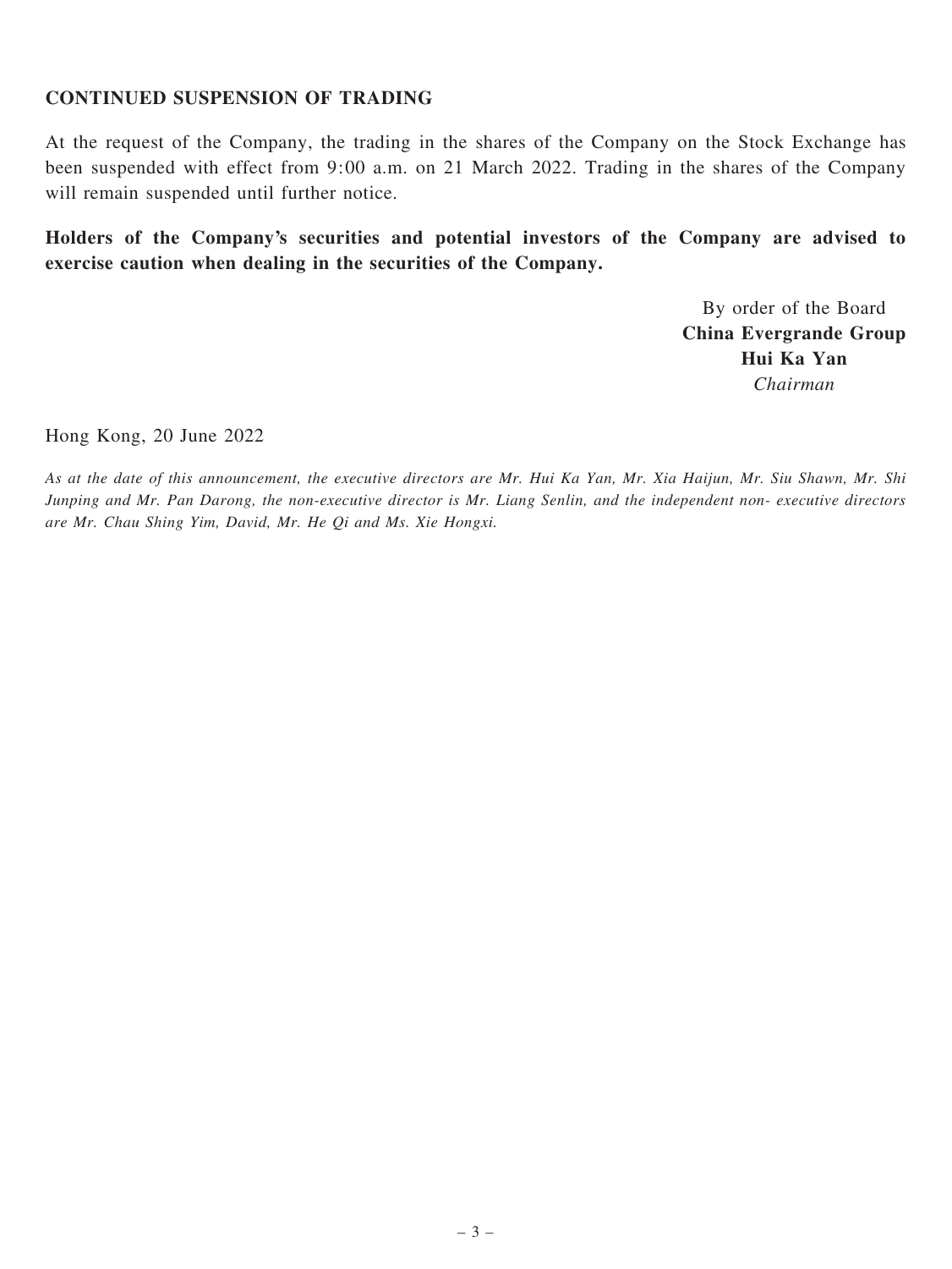**CONTINUED SUSPENSION OF TRADING**

At the request of the Company, the trading in the shares of the Company on the Stock Exchange has been suspended with effect from 9:00 a.m. on 21 March 2022. Trading in the shares of the Company will remain suspended until further notice.

**Holders of the Company's securities and potential investors of the Company are advised to exercise caution when dealing in the securities of the Company.**

By order of the Board
**China Evergrande Group**
**Hui Ka Yan**
*Chairman*

Hong Kong, 20 June 2022

*As at the date of this announcement, the executive directors are Mr. Hui Ka Yan, Mr. Xia Haijun, Mr. Siu Shawn, Mr. Shi Junping and Mr. Pan Darong, the non-executive director is Mr. Liang Senlin, and the independent non- executive directors are Mr. Chau Shing Yim, David, Mr. He Qi and Ms. Xie Hongxi.*